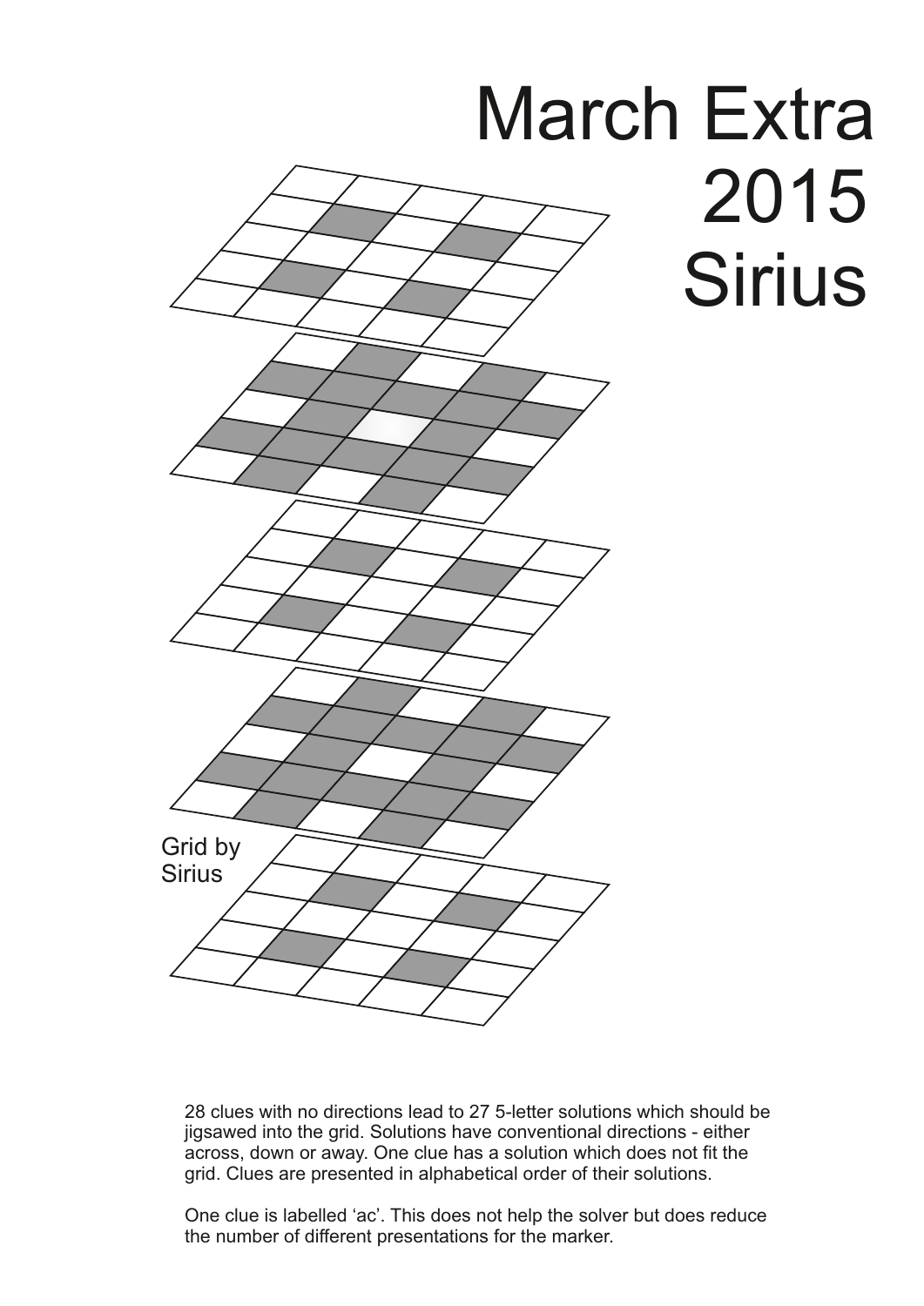# March Extra 2015 Sirius

Grid by Sirius

28 clues with no directions lead to 27 5-letter solutions which should be jigsawed into the grid. Solutions have conventional directions - either across, down or away. One clue has a solution which does not fit the grid. Clues are presented in alphabetical order of their solutions.

One clue is labelled 'ac'. This does not help the solver but does reduce the number of different presentations for the marker.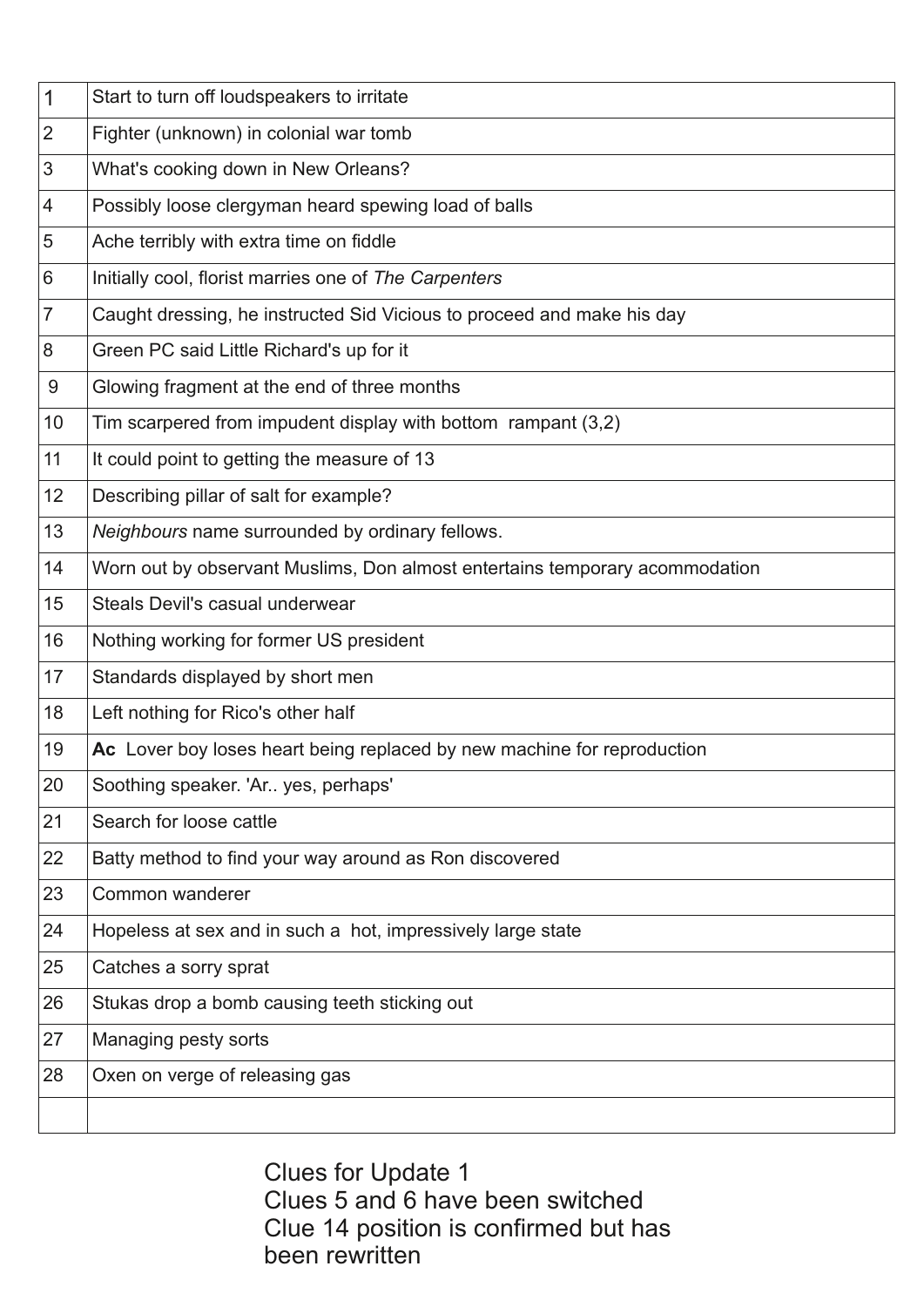| | |
|---|---|
| 1 | Start to turn off loudspeakers to irritate |
| 2 | Fighter (unknown) in colonial war tomb |
| 3 | What's cooking down in New Orleans? |
| 4 | Possibly loose clergyman heard spewing load of balls |
| 5 | Ache terribly with extra time on fiddle |
| 6 | Initially cool, florist marries one of *The Carpenters* |
| 7 | Caught dressing, he instructed Sid Vicious to proceed and make his day |
| 8 | Green PC said Little Richard's up for it |
| 9 | Glowing fragment at the end of three months |
| 10 | Tim scarpered from impudent display with bottom rampant (3,2) |
| 11 | It could point to getting the measure of 13 |
| 12 | Describing pillar of salt for example? |
| 13 | *Neighbours* name surrounded by ordinary fellows. |
| 14 | Worn out by observant Muslims, Don almost entertains temporary acommodation |
| 15 | Steals Devil's casual underwear |
| 16 | Nothing working for former US president |
| 17 | Standards displayed by short men |
| 18 | Left nothing for Rico's other half |
| 19 | **Ac** Lover boy loses heart being replaced by new machine for reproduction |
| 20 | Soothing speaker. 'Ar.. yes, perhaps' |
| 21 | Search for loose cattle |
| 22 | Batty method to find your way around as Ron discovered |
| 23 | Common wanderer |
| 24 | Hopeless at sex and in such a hot, impressively large state |
| 25 | Catches a sorry sprat |
| 26 | Stukas drop a bomb causing teeth sticking out |
| 27 | Managing pesty sorts |
| 28 | Oxen on verge of releasing gas |
| | |

Clues for Update 1
Clues 5 and 6 have been switched
Clue 14 position is confirmed but has been rewritten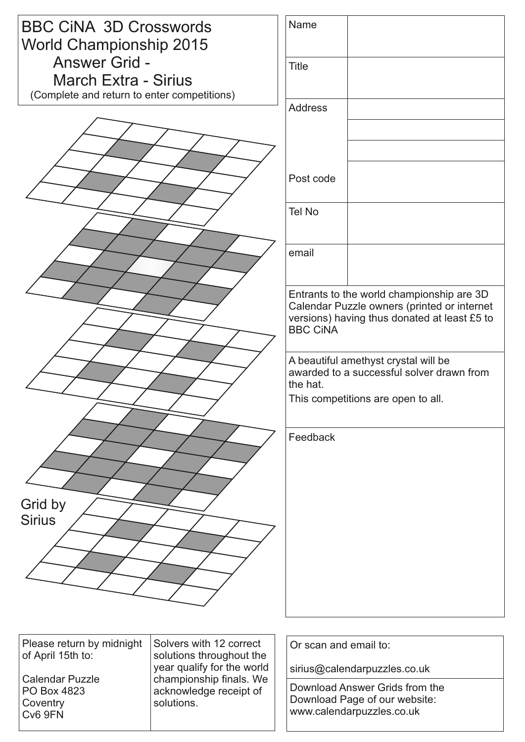# BBC CiNA 3D Crosswords World Championship 2015

## Answer Grid - March Extra - Sirius

(Complete and return to enter competitions)

Grid by Sirius

| | |
|---|---|
| Name | |
| Title | |
| Address | |
| | |
| | |
| Post code | |
| Tel No | |
| email | |

Entrants to the world championship are 3D Calendar Puzzle owners (printed or internet versions) having thus donated at least £5 to BBC CiNA

A beautiful amethyst crystal will be awarded to a successful solver drawn from the hat.

This competitions are open to all.

Feedback

Please return by midnight of April 15th to:

Calendar Puzzle
PO Box 4823
Coventry
Cv6 9FN

Solvers with 12 correct solutions throughout the year qualify for the world championship finals. We acknowledge receipt of solutions.

Or scan and email to:

sirius@calendarpuzzles.co.uk

Download Answer Grids from the Download Page of our website: www.calendarpuzzles.co.uk